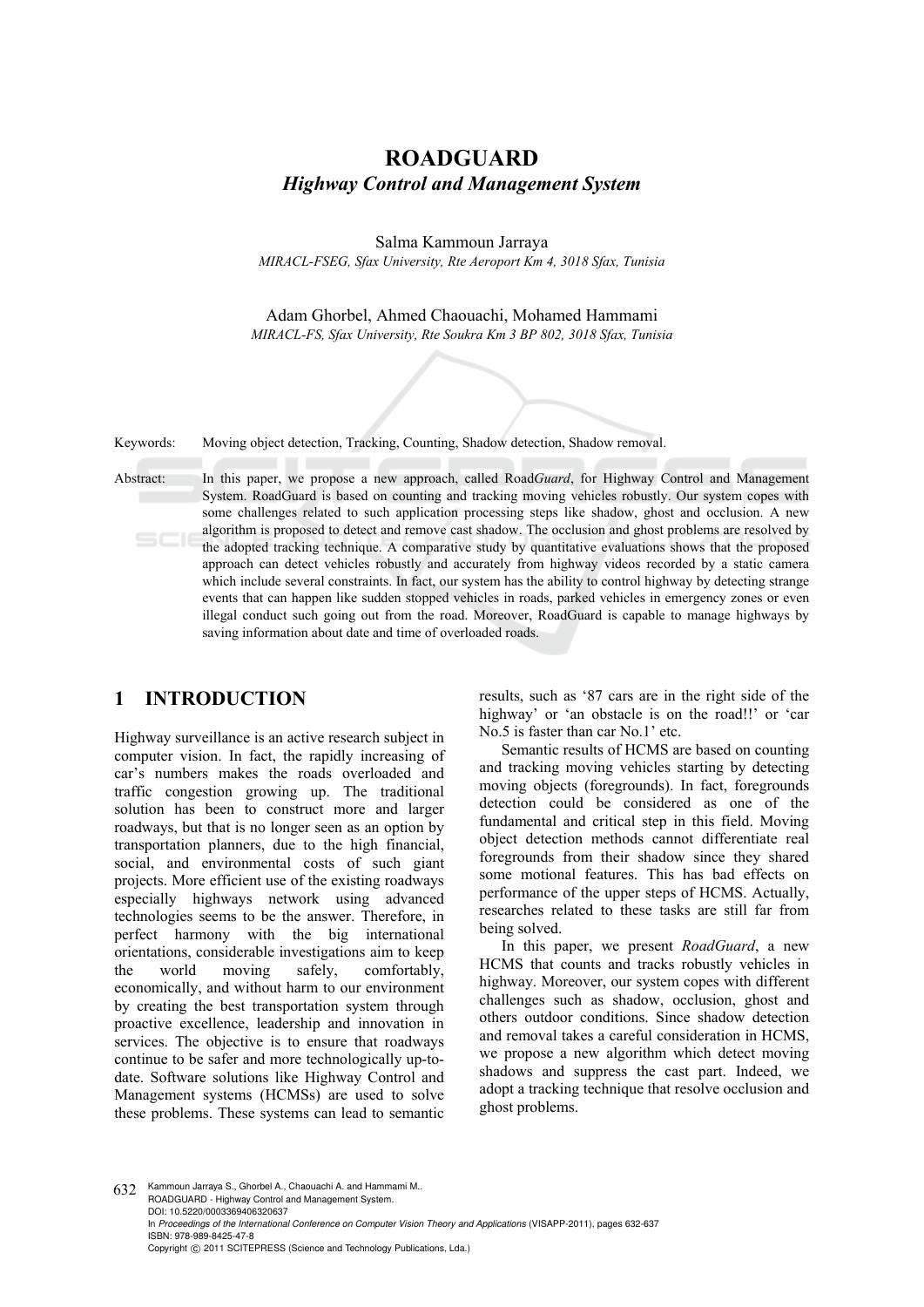# ROADGUARD

## *Highway Control and Management System*

Salma Kammoun Jarraya
*MIRACL-FSEG, Sfax University, Rte Aeroport Km 4, 3018 Sfax, Tunisia*

Adam Ghorbel, Ahmed Chaouachi, Mohamed Hammami
*MIRACL-FS, Sfax University, Rte Soukra Km 3 BP 802, 3018 Sfax, Tunisia*

Keywords: Moving object detection, Tracking, Counting, Shadow detection, Shadow removal.

Abstract: In this paper, we propose a new approach, called Road*Guard*, for Highway Control and Management System. RoadGuard is based on counting and tracking moving vehicles robustly. Our system copes with some challenges related to such application processing steps like shadow, ghost and occlusion. A new algorithm is proposed to detect and remove cast shadow. The occlusion and ghost problems are resolved by the adopted tracking technique. A comparative study by quantitative evaluations shows that the proposed approach can detect vehicles robustly and accurately from highway videos recorded by a static camera which include several constraints. In fact, our system has the ability to control highway by detecting strange events that can happen like sudden stopped vehicles in roads, parked vehicles in emergency zones or even illegal conduct such going out from the road. Moreover, RoadGuard is capable to manage highways by saving information about date and time of overloaded roads.

## 1 INTRODUCTION

Highway surveillance is an active research subject in computer vision. In fact, the rapidly increasing of car's numbers makes the roads overloaded and traffic congestion growing up. The traditional solution has been to construct more and larger roadways, but that is no longer seen as an option by transportation planners, due to the high financial, social, and environmental costs of such giant projects. More efficient use of the existing roadways especially highways network using advanced technologies seems to be the answer. Therefore, in perfect harmony with the big international orientations, considerable investigations aim to keep the world moving safely, comfortably, economically, and without harm to our environment by creating the best transportation system through proactive excellence, leadership and innovation in services. The objective is to ensure that roadways continue to be safer and more technologically up-to-date. Software solutions like Highway Control and Management systems (HCMSs) are used to solve these problems. These systems can lead to semantic results, such as '87 cars are in the right side of the highway' or 'an obstacle is on the road!!' or 'car No.5 is faster than car No.1' etc.

Semantic results of HCMS are based on counting and tracking moving vehicles starting by detecting moving objects (foregrounds). In fact, foregrounds detection could be considered as one of the fundamental and critical step in this field. Moving object detection methods cannot differentiate real foregrounds from their shadow since they shared some motional features. This has bad effects on performance of the upper steps of HCMS. Actually, researches related to these tasks are still far from being solved.

In this paper, we present *RoadGuard*, a new HCMS that counts and tracks robustly vehicles in highway. Moreover, our system copes with different challenges such as shadow, occlusion, ghost and others outdoor conditions. Since shadow detection and removal takes a careful consideration in HCMS, we propose a new algorithm which detect moving shadows and suppress the cast part. Indeed, we adopt a tracking technique that resolve occlusion and ghost problems.

Kammoun Jarraya S., Ghorbel A., Chaouachi A. and Hammami M..
ROADGUARD - Highway Control and Management System.
DOI: 10.5220/0003369406320637
In *Proceedings of the International Conference on Computer Vision Theory and Applications* (VISAPP-2011), pages 632-637
ISBN: 978-989-8425-47-8
Copyright © 2011 SCITEPRESS (Science and Technology Publications, Lda.)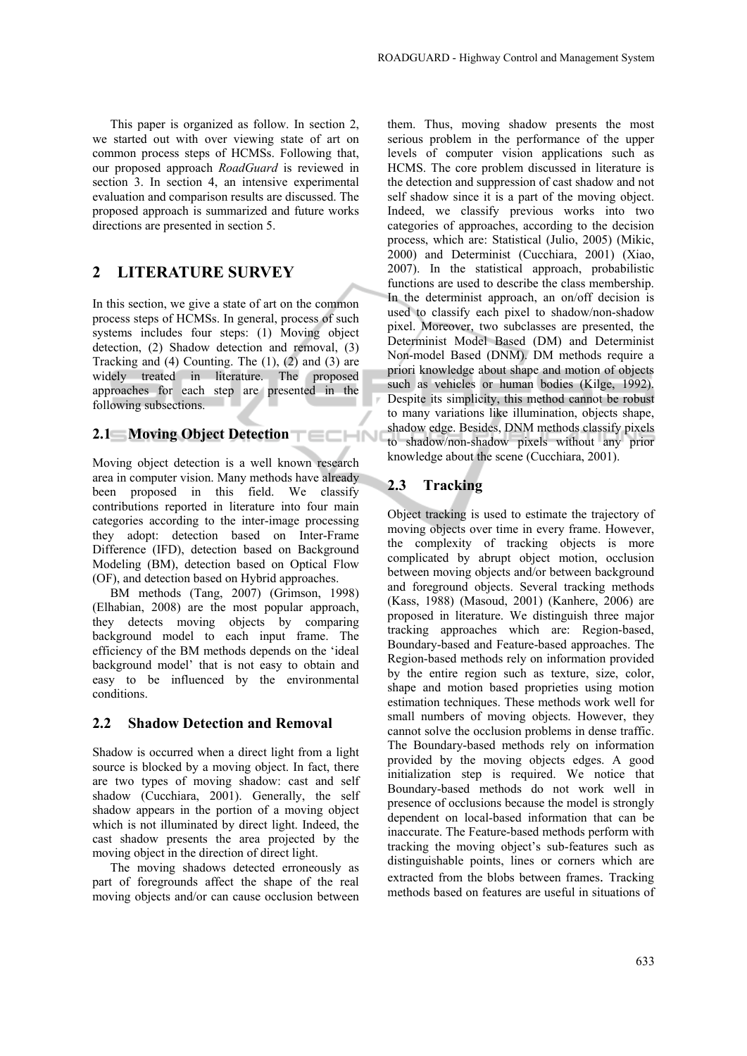This paper is organized as follow. In section 2, we started out with over viewing state of art on common process steps of HCMSs. Following that, our proposed approach *RoadGuard* is reviewed in section 3. In section 4, an intensive experimental evaluation and comparison results are discussed. The proposed approach is summarized and future works directions are presented in section 5.

## 2 LITERATURE SURVEY

In this section, we give a state of art on the common process steps of HCMSs. In general, process of such systems includes four steps: (1) Moving object detection, (2) Shadow detection and removal, (3) Tracking and (4) Counting. The (1), (2) and (3) are widely treated in literature. The proposed approaches for each step are presented in the following subsections.

### 2.1 Moving Object Detection

Moving object detection is a well known research area in computer vision. Many methods have already been proposed in this field. We classify contributions reported in literature into four main categories according to the inter-image processing they adopt: detection based on Inter-Frame Difference (IFD), detection based on Background Modeling (BM), detection based on Optical Flow (OF), and detection based on Hybrid approaches.

BM methods (Tang, 2007) (Grimson, 1998) (Elhabian, 2008) are the most popular approach, they detects moving objects by comparing background model to each input frame. The efficiency of the BM methods depends on the 'ideal background model' that is not easy to obtain and easy to be influenced by the environmental conditions.

### 2.2 Shadow Detection and Removal

Shadow is occurred when a direct light from a light source is blocked by a moving object. In fact, there are two types of moving shadow: cast and self shadow (Cucchiara, 2001). Generally, the self shadow appears in the portion of a moving object which is not illuminated by direct light. Indeed, the cast shadow presents the area projected by the moving object in the direction of direct light.

The moving shadows detected erroneously as part of foregrounds affect the shape of the real moving objects and/or can cause occlusion between them. Thus, moving shadow presents the most serious problem in the performance of the upper levels of computer vision applications such as HCMS. The core problem discussed in literature is the detection and suppression of cast shadow and not self shadow since it is a part of the moving object. Indeed, we classify previous works into two categories of approaches, according to the decision process, which are: Statistical (Julio, 2005) (Mikic, 2000) and Determinist (Cucchiara, 2001) (Xiao, 2007). In the statistical approach, probabilistic functions are used to describe the class membership. In the determinist approach, an on/off decision is used to classify each pixel to shadow/non-shadow pixel. Moreover, two subclasses are presented, the Determinist Model Based (DM) and Determinist Non-model Based (DNM). DM methods require a priori knowledge about shape and motion of objects such as vehicles or human bodies (Kilge, 1992). Despite its simplicity, this method cannot be robust to many variations like illumination, objects shape, shadow edge. Besides, DNM methods classify pixels to shadow/non-shadow pixels without any prior knowledge about the scene (Cucchiara, 2001).

### 2.3 Tracking

Object tracking is used to estimate the trajectory of moving objects over time in every frame. However, the complexity of tracking objects is more complicated by abrupt object motion, occlusion between moving objects and/or between background and foreground objects. Several tracking methods (Kass, 1988) (Masoud, 2001) (Kanhere, 2006) are proposed in literature. We distinguish three major tracking approaches which are: Region-based, Boundary-based and Feature-based approaches. The Region-based methods rely on information provided by the entire region such as texture, size, color, shape and motion based proprieties using motion estimation techniques. These methods work well for small numbers of moving objects. However, they cannot solve the occlusion problems in dense traffic. The Boundary-based methods rely on information provided by the moving objects edges. A good initialization step is required. We notice that Boundary-based methods do not work well in presence of occlusions because the model is strongly dependent on local-based information that can be inaccurate. The Feature-based methods perform with tracking the moving object's sub-features such as distinguishable points, lines or corners which are extracted from the blobs between frames. Tracking methods based on features are useful in situations of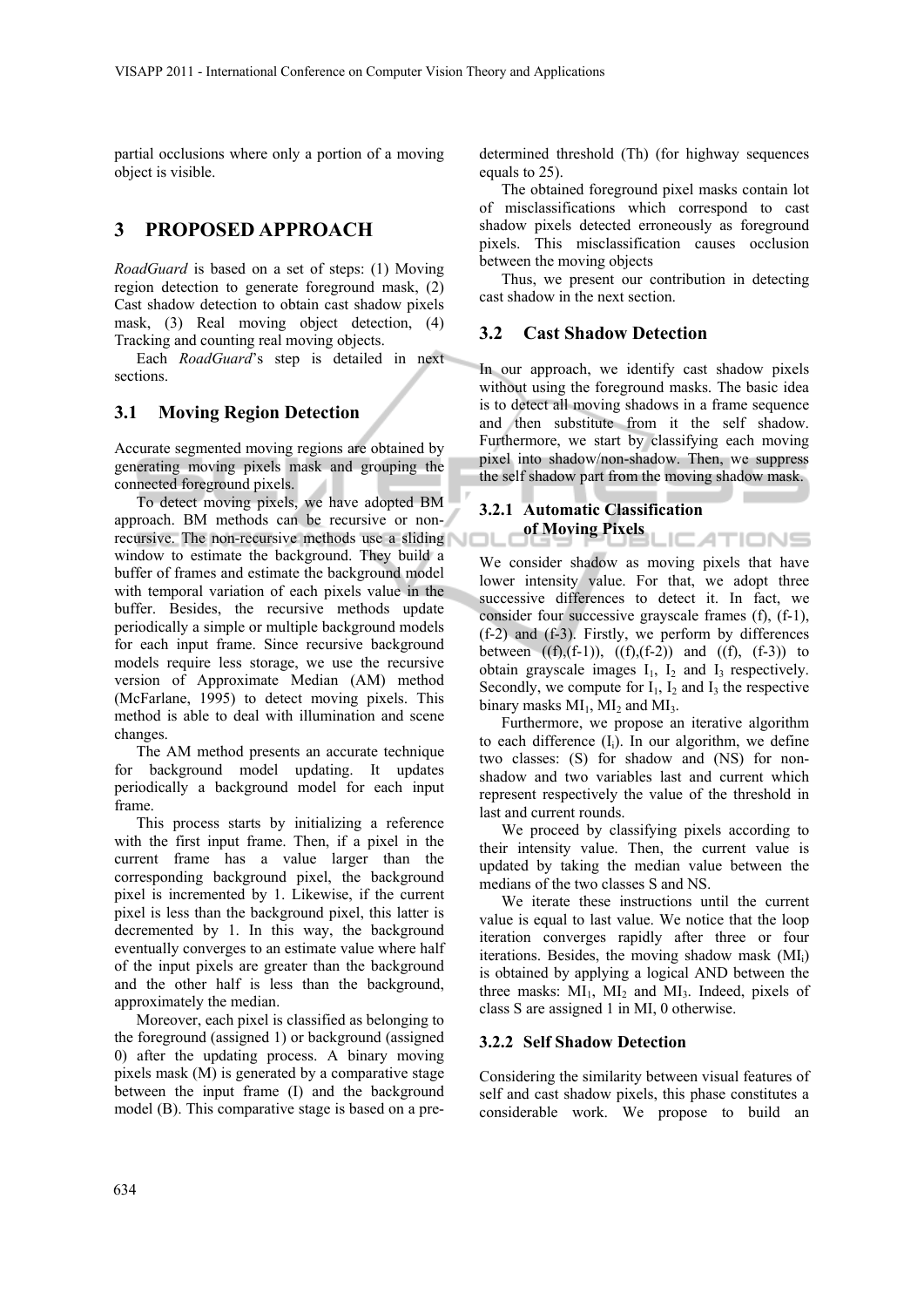partial occlusions where only a portion of a moving object is visible.

# 3 PROPOSED APPROACH

*RoadGuard* is based on a set of steps: (1) Moving region detection to generate foreground mask, (2) Cast shadow detection to obtain cast shadow pixels mask, (3) Real moving object detection, (4) Tracking and counting real moving objects.

Each *RoadGuard*'s step is detailed in next sections.

## 3.1 Moving Region Detection

Accurate segmented moving regions are obtained by generating moving pixels mask and grouping the connected foreground pixels.

To detect moving pixels, we have adopted BM approach. BM methods can be recursive or non-recursive. The non-recursive methods use a sliding window to estimate the background. They build a buffer of frames and estimate the background model with temporal variation of each pixels value in the buffer. Besides, the recursive methods update periodically a simple or multiple background models for each input frame. Since recursive background models require less storage, we use the recursive version of Approximate Median (AM) method (McFarlane, 1995) to detect moving pixels. This method is able to deal with illumination and scene changes.

The AM method presents an accurate technique for background model updating. It updates periodically a background model for each input frame.

This process starts by initializing a reference with the first input frame. Then, if a pixel in the current frame has a value larger than the corresponding background pixel, the background pixel is incremented by 1. Likewise, if the current pixel is less than the background pixel, this latter is decremented by 1. In this way, the background eventually converges to an estimate value where half of the input pixels are greater than the background and the other half is less than the background, approximately the median.

Moreover, each pixel is classified as belonging to the foreground (assigned 1) or background (assigned 0) after the updating process. A binary moving pixels mask (M) is generated by a comparative stage between the input frame (I) and the background model (B). This comparative stage is based on a pre-determined threshold (Th) (for highway sequences equals to 25).

The obtained foreground pixel masks contain lot of misclassifications which correspond to cast shadow pixels detected erroneously as foreground pixels. This misclassification causes occlusion between the moving objects

Thus, we present our contribution in detecting cast shadow in the next section.

## 3.2 Cast Shadow Detection

In our approach, we identify cast shadow pixels without using the foreground masks. The basic idea is to detect all moving shadows in a frame sequence and then substitute from it the self shadow. Furthermore, we start by classifying each moving pixel into shadow/non-shadow. Then, we suppress the self shadow part from the moving shadow mask.

### 3.2.1 Automatic Classification of Moving Pixels

We consider shadow as moving pixels that have lower intensity value. For that, we adopt three successive differences to detect it. In fact, we consider four successive grayscale frames (f), (f-1), (f-2) and (f-3). Firstly, we perform by differences between ((f),(f-1)), ((f),(f-2)) and ((f), (f-3)) to obtain grayscale images $I_1$, $I_2$ and $I_3$ respectively. Secondly, we compute for $I_1$, $I_2$ and $I_3$ the respective binary masks $MI_1$, $MI_2$ and $MI_3$.

Furthermore, we propose an iterative algorithm to each difference ($I_i$). In our algorithm, we define two classes: (S) for shadow and (NS) for non-shadow and two variables last and current which represent respectively the value of the threshold in last and current rounds.

We proceed by classifying pixels according to their intensity value. Then, the current value is updated by taking the median value between the medians of the two classes S and NS.

We iterate these instructions until the current value is equal to last value. We notice that the loop iteration converges rapidly after three or four iterations. Besides, the moving shadow mask ($MI_i$) is obtained by applying a logical AND between the three masks: $MI_1$, $MI_2$ and $MI_3$. Indeed, pixels of class S are assigned 1 in MI, 0 otherwise.

### 3.2.2 Self Shadow Detection

Considering the similarity between visual features of self and cast shadow pixels, this phase constitutes a considerable work. We propose to build an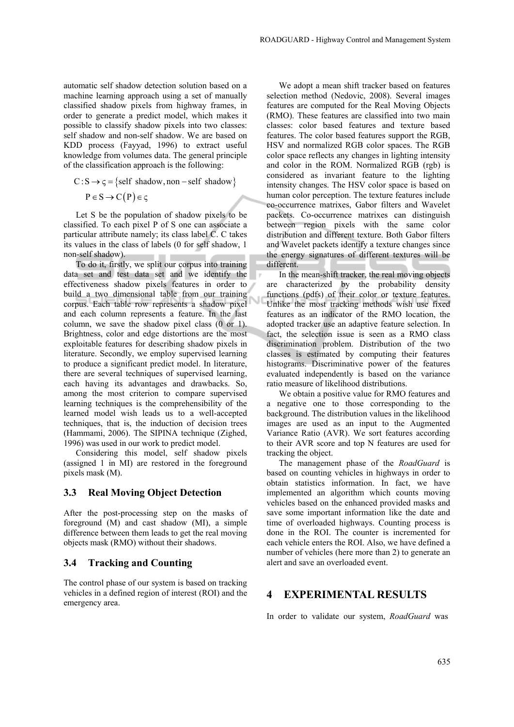automatic self shadow detection solution based on a machine learning approach using a set of manually classified shadow pixels from highway frames, in order to generate a predict model, which makes it possible to classify shadow pixels into two classes: self shadow and non-self shadow. We are based on KDD process (Fayyad, 1996) to extract useful knowledge from volumes data. The general principle of the classification approach is the following:

$$C : S \rightarrow \varsigma = \{\text{self shadow}, \text{non} - \text{self shadow}\}$$

$$P \in S \rightarrow C(P) \in \varsigma$$

Let S be the population of shadow pixels to be classified. To each pixel P of S one can associate a particular attribute namely; its class label C. C takes its values in the class of labels (0 for self shadow, 1 non-self shadow).

To do it, firstly, we split our corpus into training data set and test data set and we identify the effectiveness shadow pixels features in order to build a two dimensional table from our training corpus. Each table row represents a shadow pixel and each column represents a feature. In the last column, we save the shadow pixel class (0 or 1). Brightness, color and edge distortions are the most exploitable features for describing shadow pixels in literature. Secondly, we employ supervised learning to produce a significant predict model. In literature, there are several techniques of supervised learning, each having its advantages and drawbacks. So, among the most criterion to compare supervised learning techniques is the comprehensibility of the learned model wish leads us to a well-accepted techniques, that is, the induction of decision trees (Hammami, 2006). The SIPINA technique (Zighed, 1996) was used in our work to predict model.

Considering this model, self shadow pixels (assigned 1 in MI) are restored in the foreground pixels mask (M).

### 3.3 Real Moving Object Detection

After the post-processing step on the masks of foreground (M) and cast shadow (MI), a simple difference between them leads to get the real moving objects mask (RMO) without their shadows.

### 3.4 Tracking and Counting

The control phase of our system is based on tracking vehicles in a defined region of interest (ROI) and the emergency area.

We adopt a mean shift tracker based on features selection method (Nedovic, 2008). Several images features are computed for the Real Moving Objects (RMO). These features are classified into two main classes: color based features and texture based features. The color based features support the RGB, HSV and normalized RGB color spaces. The RGB color space reflects any changes in lighting intensity and color in the ROM. Normalized RGB (rgb) is considered as invariant feature to the lighting intensity changes. The HSV color space is based on human color perception. The texture features include co-occurrence matrixes, Gabor filters and Wavelet packets. Co-occurrence matrixes can distinguish between region pixels with the same color distribution and different texture. Both Gabor filters and Wavelet packets identify a texture changes since the energy signatures of different textures will be different.

In the mean-shift tracker, the real moving objects are characterized by the probability density functions (pdfs) of their color or texture features. Unlike the most tracking methods wish use fixed features as an indicator of the RMO location, the adopted tracker use an adaptive feature selection. In fact, the selection issue is seen as a RMO class discrimination problem. Distribution of the two classes is estimated by computing their features histograms. Discriminative power of the features evaluated independently is based on the variance ratio measure of likelihood distributions.

We obtain a positive value for RMO features and a negative one to those corresponding to the background. The distribution values in the likelihood images are used as an input to the Augmented Variance Ratio (AVR). We sort features according to their AVR score and top N features are used for tracking the object.

The management phase of the *RoadGuard* is based on counting vehicles in highways in order to obtain statistics information. In fact, we have implemented an algorithm which counts moving vehicles based on the enhanced provided masks and save some important information like the date and time of overloaded highways. Counting process is done in the ROI. The counter is incremented for each vehicle enters the ROI. Also, we have defined a number of vehicles (here more than 2) to generate an alert and save an overloaded event.

## 4 EXPERIMENTAL RESULTS

In order to validate our system, *RoadGuard* was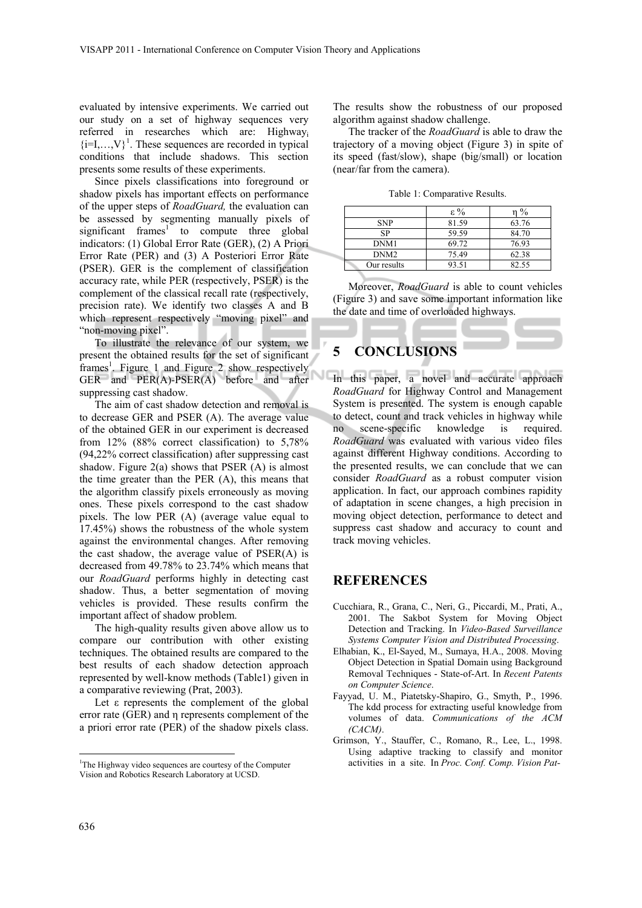evaluated by intensive experiments. We carried out our study on a set of highway sequences very referred in researches which are: $\text{Highway}_i$ $\{i=I,\ldots,V\}$[1]. These sequences are recorded in typical conditions that include shadows. This section presents some results of these experiments.

Since pixels classifications into foreground or shadow pixels has important effects on performance of the upper steps of *RoadGuard,* the evaluation can be assessed by segmenting manually pixels of significant frames[1] to compute three global indicators: (1) Global Error Rate (GER), (2) A Priori Error Rate (PER) and (3) A Posteriori Error Rate (PSER). GER is the complement of classification accuracy rate, while PER (respectively, PSER) is the complement of the classical recall rate (respectively, precision rate). We identify two classes A and B which represent respectively "moving pixel" and "non-moving pixel".

To illustrate the relevance of our system, we present the obtained results for the set of significant frames[1]. Figure 1 and Figure 2 show respectively GER and PER(A)-PSER(A) before and after suppressing cast shadow.

The aim of cast shadow detection and removal is to decrease GER and PSER (A). The average value of the obtained GER in our experiment is decreased from 12% (88% correct classification) to 5,78% (94,22% correct classification) after suppressing cast shadow. Figure 2(a) shows that PSER (A) is almost the time greater than the PER (A), this means that the algorithm classify pixels erroneously as moving ones. These pixels correspond to the cast shadow pixels. The low PER (A) (average value equal to 17.45%) shows the robustness of the whole system against the environmental changes. After removing the cast shadow, the average value of PSER(A) is decreased from 49.78% to 23.74% which means that our *RoadGuard* performs highly in detecting cast shadow. Thus, a better segmentation of moving vehicles is provided. These results confirm the important affect of shadow problem.

The high-quality results given above allow us to compare our contribution with other existing techniques. The obtained results are compared to the best results of each shadow detection approach represented by well-know methods (Table1) given in a comparative reviewing (Prat, 2003).

Let $\varepsilon$ represents the complement of the global error rate (GER) and $\eta$ represents complement of the a priori error rate (PER) of the shadow pixels class. The results show the robustness of our proposed algorithm against shadow challenge.

The tracker of the *RoadGuard* is able to draw the trajectory of a moving object (Figure 3) in spite of its speed (fast/slow), shape (big/small) or location (near/far from the camera).

Table 1: Comparative Results.

| | $\varepsilon$ % | $\eta$ % |
|---|---|---|
| SNP | 81.59 | 63.76 |
| SP | 59.59 | 84.70 |
| DNM1 | 69.72 | 76.93 |
| DNM2 | 75.49 | 62.38 |
| Our results | 93.51 | 82.55 |

Moreover, *RoadGuard* is able to count vehicles (Figure 3) and save some important information like the date and time of overloaded highways.

## 5 CONCLUSIONS

In this paper, a novel and accurate approach *RoadGuard* for Highway Control and Management System is presented. The system is enough capable to detect, count and track vehicles in highway while no scene-specific knowledge is required. *RoadGuard* was evaluated with various video files against different Highway conditions. According to the presented results, we can conclude that we can consider *RoadGuard* as a robust computer vision application. In fact, our approach combines rapidity of adaptation in scene changes, a high precision in moving object detection, performance to detect and suppress cast shadow and accuracy to count and track moving vehicles.

## REFERENCES

Cucchiara, R., Grana, C., Neri, G., Piccardi, M., Prati, A., 2001. The Sakbot System for Moving Object Detection and Tracking. In *Video-Based Surveillance Systems Computer Vision and Distributed Processing*.

Elhabian, K., El-Sayed, M., Sumaya, H.A., 2008. Moving Object Detection in Spatial Domain using Background Removal Techniques - State-of-Art. In *Recent Patents on Computer Science*.

Fayyad, U. M., Piatetsky-Shapiro, G., Smyth, P., 1996. The kdd process for extracting useful knowledge from volumes of data. *Communications of the ACM (CACM)*.

Grimson, Y., Stauffer, C., Romano, R., Lee, L., 1998. Using adaptive tracking to classify and monitor activities in a site. In *Proc. Conf. Comp. Vision Pat-*

[1] The Highway video sequences are courtesy of the Computer Vision and Robotics Research Laboratory at UCSD.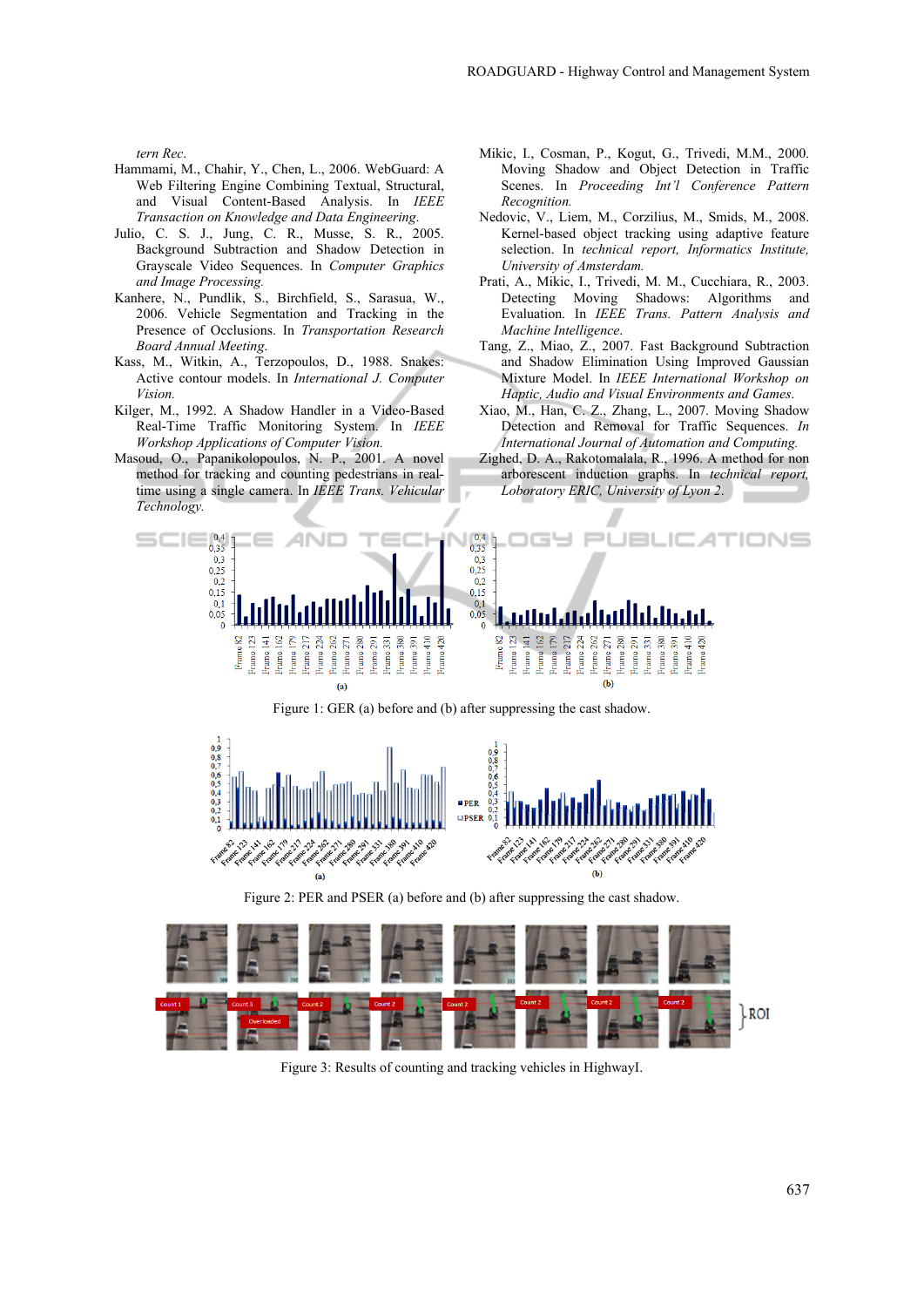tern Rec.

Hammami, M., Chahir, Y., Chen, L., 2006. WebGuard: A Web Filtering Engine Combining Textual, Structural, and Visual Content-Based Analysis. In *IEEE Transaction on Knowledge and Data Engineering*.

Julio, C. S. J., Jung, C. R., Musse, S. R., 2005. Background Subtraction and Shadow Detection in Grayscale Video Sequences. In *Computer Graphics and Image Processing.*

Kanhere, N., Pundlik, S., Birchfield, S., Sarasua, W., 2006. Vehicle Segmentation and Tracking in the Presence of Occlusions. In *Transportation Research Board Annual Meeting*.

Kass, M., Witkin, A., Terzopoulos, D., 1988. Snakes: Active contour models. In *International J. Computer Vision.*

Kilger, M., 1992. A Shadow Handler in a Video-Based Real-Time Traffic Monitoring System. In *IEEE Workshop Applications of Computer Vision.*

Masoud, O., Papanikolopoulos, N. P., 2001. A novel method for tracking and counting pedestrians in real-time using a single camera. In *IEEE Trans. Vehicular Technology.*

Mikic, I., Cosman, P., Kogut, G., Trivedi, M.M., 2000. Moving Shadow and Object Detection in Traffic Scenes. In *Proceeding Int'l Conference Pattern Recognition.*

Nedovic, V., Liem, M., Corzilius, M., Smids, M., 2008. Kernel-based object tracking using adaptive feature selection. In *technical report, Informatics Institute, University of Amsterdam.*

Prati, A., Mikic, I., Trivedi, M. M., Cucchiara, R., 2003. Detecting Moving Shadows: Algorithms and Evaluation. In *IEEE Trans. Pattern Analysis and Machine Intelligence*.

Tang, Z., Miao, Z., 2007. Fast Background Subtraction and Shadow Elimination Using Improved Gaussian Mixture Model. In *IEEE International Workshop on Haptic, Audio and Visual Environments and Games*.

Xiao, M., Han, C. Z., Zhang, L., 2007. Moving Shadow Detection and Removal for Traffic Sequences. *In International Journal of Automation and Computing.*

Zighed, D. A., Rakotomalala, R., 1996. A method for non arborescent induction graphs. In *technical report, Laboratory ERIC, University of Lyon 2*.

Figure 1: GER (a) before and (b) after suppressing the cast shadow.

Figure 2: PER and PSER (a) before and (b) after suppressing the cast shadow.

Figure 3: Results of counting and tracking vehicles in HighwayI.